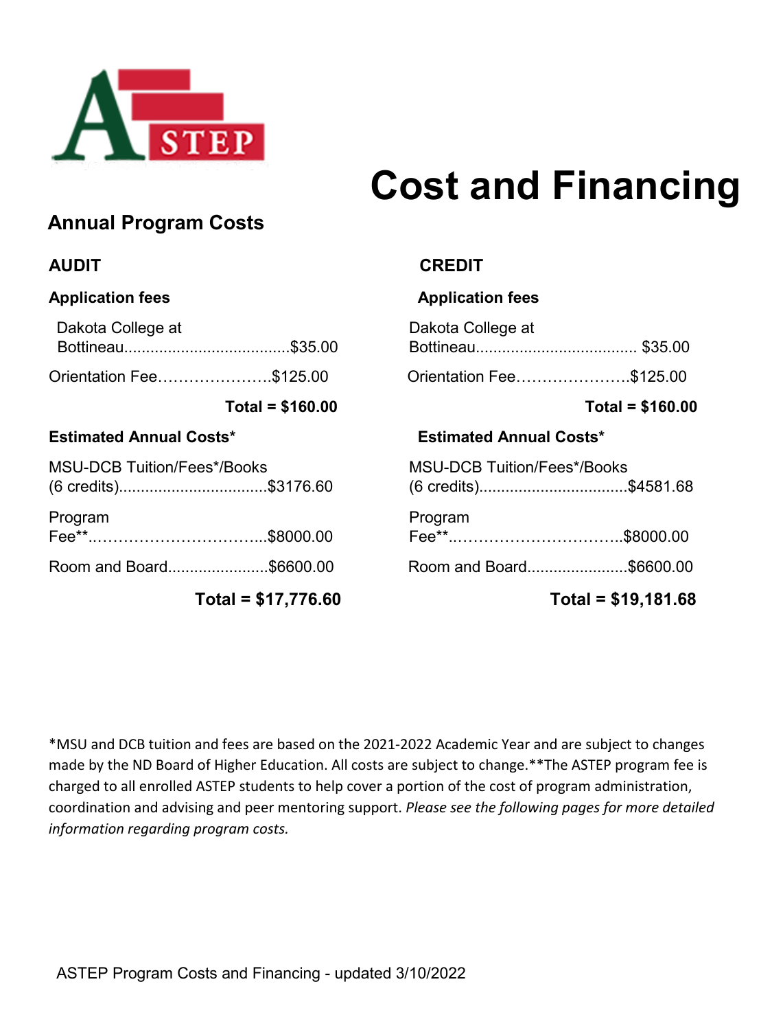# Cost and Financing

## Annual Program Costs

### AUDIT

**Application fees**

Dakota College at Bottineau......................................$35.00

Orientation Fee………………….$125.00

**Total = $160.00**

**Estimated Annual Costs***

MSU-DCB Tuition/Fees*/Books (6 credits)..................................$3176.60

Program Fee**..…………………………...$8000.00

Room and Board.......................$6600.00

**Total = $17,776.60**

### CREDIT

**Application fees**

Dakota College at Bottineau..................................... $35.00

Orientation Fee………………….$125.00

**Total = $160.00**

**Estimated Annual Costs***

MSU-DCB Tuition/Fees*/Books (6 credits)..................................$4581.68

Program Fee**..…………………………..$8000.00

Room and Board.......................$6600.00

**Total = $19,181.68**

*MSU and DCB tuition and fees are based on the 2021-2022 Academic Year and are subject to changes made by the ND Board of Higher Education. All costs are subject to change.**The ASTEP program fee is charged to all enrolled ASTEP students to help cover a portion of the cost of program administration, coordination and advising and peer mentoring support. *Please see the following pages for more detailed information regarding program costs.*

ASTEP Program Costs and Financing - updated 3/10/2022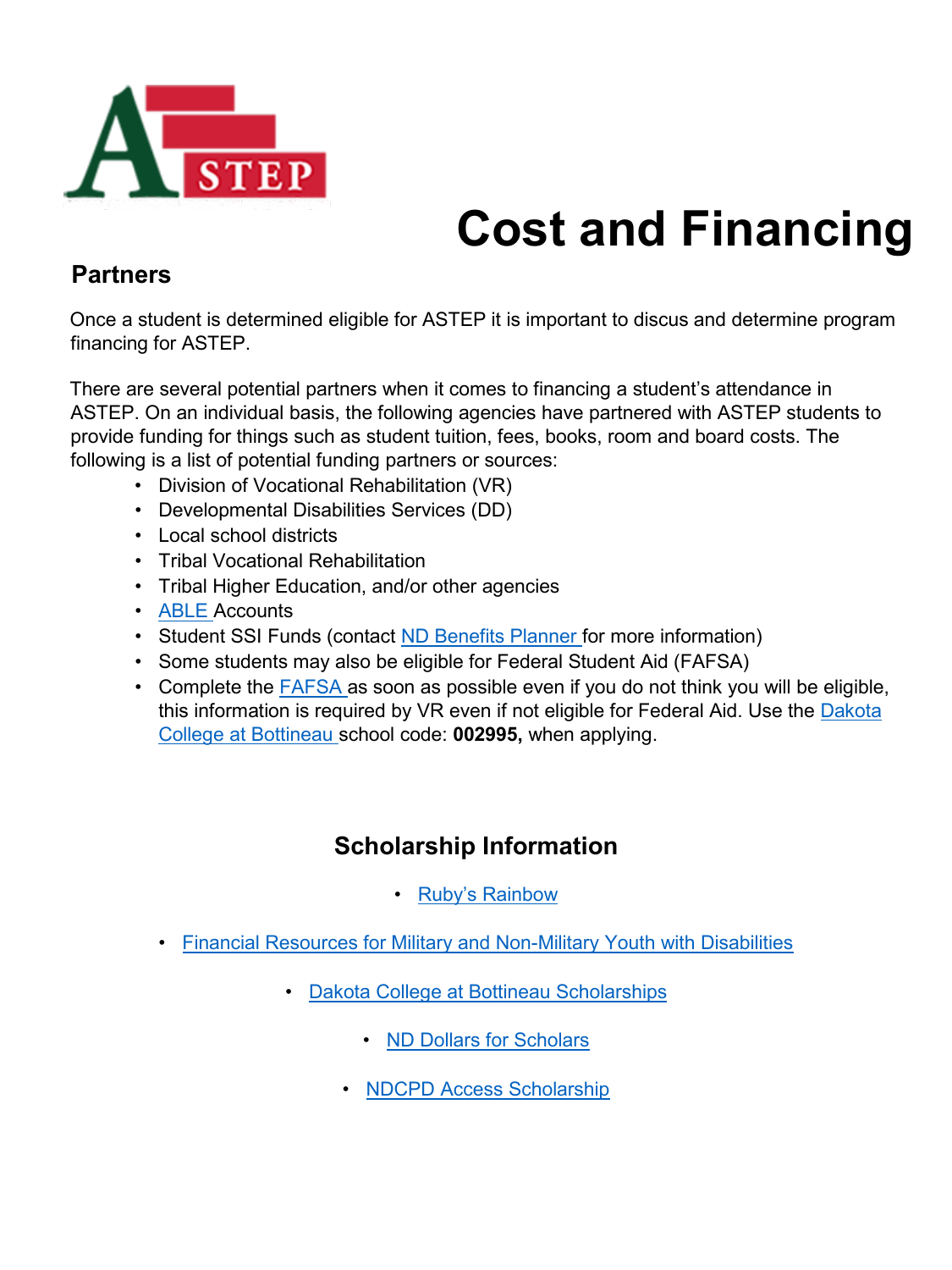# Cost and Financing

## Partners

Once a student is determined eligible for ASTEP it is important to discus and determine program financing for ASTEP.

There are several potential partners when it comes to financing a student's attendance in ASTEP. On an individual basis, the following agencies have partnered with ASTEP students to provide funding for things such as student tuition, fees, books, room and board costs. The following is a list of potential funding partners or sources:

- Division of Vocational Rehabilitation (VR)
- Developmental Disabilities Services (DD)
- Local school districts
- Tribal Vocational Rehabilitation
- Tribal Higher Education, and/or other agencies
- ABLE Accounts
- Student SSI Funds (contact ND Benefits Planner for more information)
- Some students may also be eligible for Federal Student Aid (FAFSA)
- Complete the FAFSA as soon as possible even if you do not think you will be eligible, this information is required by VR even if not eligible for Federal Aid. Use the Dakota College at Bottineau school code: **002995,** when applying.

## Scholarship Information

- Ruby's Rainbow
- Financial Resources for Military and Non-Military Youth with Disabilities
- Dakota College at Bottineau Scholarships
- ND Dollars for Scholars
- NDCPD Access Scholarship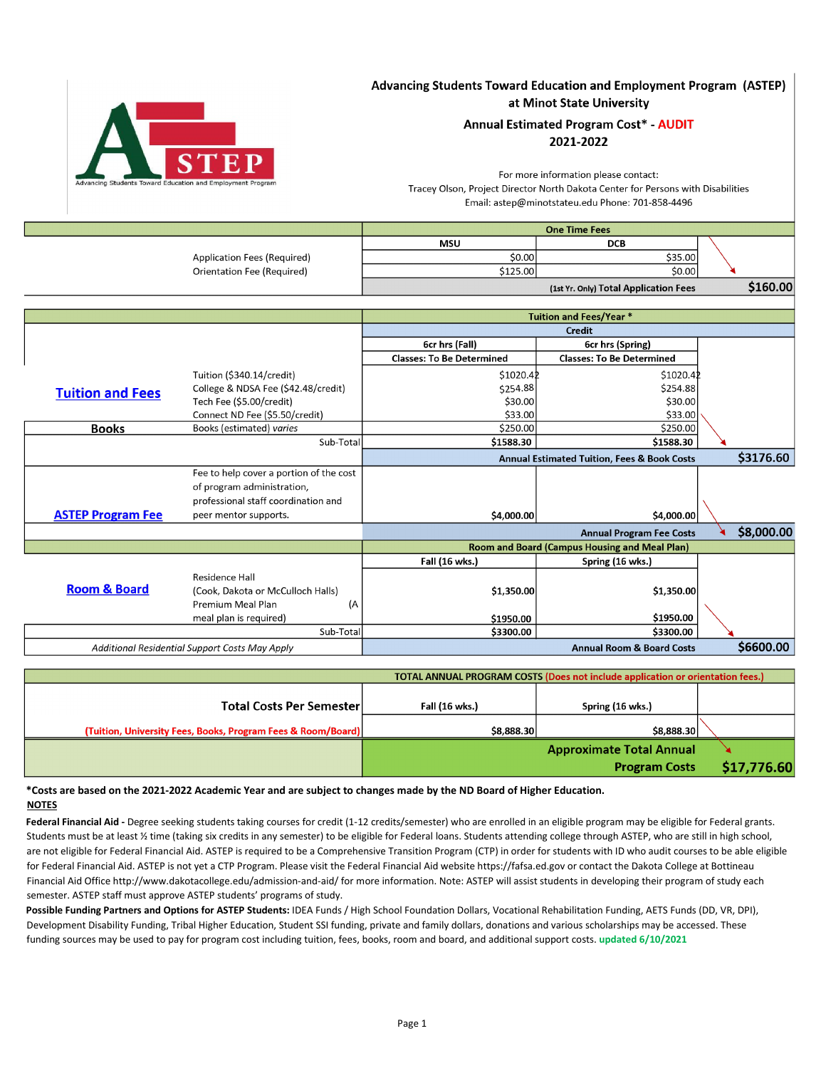# Advancing Students Toward Education and Employment Program (ASTEP) at Minot State University

## Annual Estimated Program Cost* - AUDIT

## 2021-2022

For more information please contact:
Tracey Olson, Project Director North Dakota Center for Persons with Disabilities
Email: astep@minotstateu.edu Phone: 701-858-4496

| | | One Time Fees | | |
|---|---|---|---|---|
| | | MSU | DCB | |
| | Application Fees (Required) | $0.00 | $35.00 | |
| | Orientation Fee (Required) | $125.00 | $0.00 | |
| | | | (1st Yr. Only) Total Application Fees | $160.00 |

| | | Tuition and Fees/Year * | | |
|---|---|---|---|---|
| | | Credit | | |
| | | 6cr hrs (Fall) | 6cr hrs (Spring) | |
| | | Classes: To Be Determined | Classes: To Be Determined | |
| **Tuition and Fees** | Tuition ($340.14/credit) | $1020.42 | $1020.42 | |
| | College & NDSA Fee ($42.48/credit) | $254.88 | $254.88 | |
| | Tech Fee ($5.00/credit) | $30.00 | $30.00 | |
| | Connect ND Fee ($5.50/credit) | $33.00 | $33.00 | |
| **Books** | Books (estimated) *varies* | $250.00 | $250.00 | |
| | Sub-Total | $1588.30 | $1588.30 | |
| | | | Annual Estimated Tuition, Fees & Book Costs | $3176.60 |
| **ASTEP Program Fee** | Fee to help cover a portion of the cost of program administration, professional staff coordination and peer mentor supports. | $4,000.00 | $4,000.00 | |
| | | | Annual Program Fee Costs | $8,000.00 |
| | | Room and Board (Campus Housing and Meal Plan) | | |
| | | Fall (16 wks.) | Spring (16 wks.) | |
| **Room & Board** | Residence Hall (Cook, Dakota or McCulloch Halls) | $1,350.00 | $1,350.00 | |
| | Premium Meal Plan (A meal plan is required) | $1950.00 | $1950.00 | |
| | Sub-Total | $3300.00 | $3300.00 | |
| *Additional Residential Support Costs May Apply* | | | Annual Room & Board Costs | $6600.00 |

| | TOTAL ANNUAL PROGRAM COSTS (Does not include application or orientation fees.) | | |
|---|---|---|---|
| **Total Costs Per Semester** | Fall (16 wks.) | Spring (16 wks.) | |
| (Tuition, University Fees, Books, Program Fees & Room/Board) | $8,888.30 | $8,888.30 | |
| | | **Approximate Total Annual Program Costs** | **$17,776.60** |

**\*Costs are based on the 2021-2022 Academic Year and are subject to changes made by the ND Board of Higher Education.**

**NOTES**

**Federal Financial Aid -** Degree seeking students taking courses for credit (1-12 credits/semester) who are enrolled in an eligible program may be eligible for Federal grants. Students must be at least ½ time (taking six credits in any semester) to be eligible for Federal loans. Students attending college through ASTEP, who are still in high school, are not eligible for Federal Financial Aid. ASTEP is required to be a Comprehensive Transition Program (CTP) in order for students with ID who audit courses to be able eligible for Federal Financial Aid. ASTEP is not yet a CTP Program. Please visit the Federal Financial Aid website https://fafsa.ed.gov or contact the Dakota College at Bottineau Financial Aid Office http://www.dakotacollege.edu/admission-and-aid/ for more information. Note: ASTEP will assist students in developing their program of study each semester. ASTEP staff must approve ASTEP students' programs of study.

**Possible Funding Partners and Options for ASTEP Students:** IDEA Funds / High School Foundation Dollars, Vocational Rehabilitation Funding, AETS Funds (DD, VR, DPI), Development Disability Funding, Tribal Higher Education, Student SSI funding, private and family dollars, donations and various scholarships may be accessed. These funding sources may be used to pay for program cost including tuition, fees, books, room and board, and additional support costs. updated 6/10/2021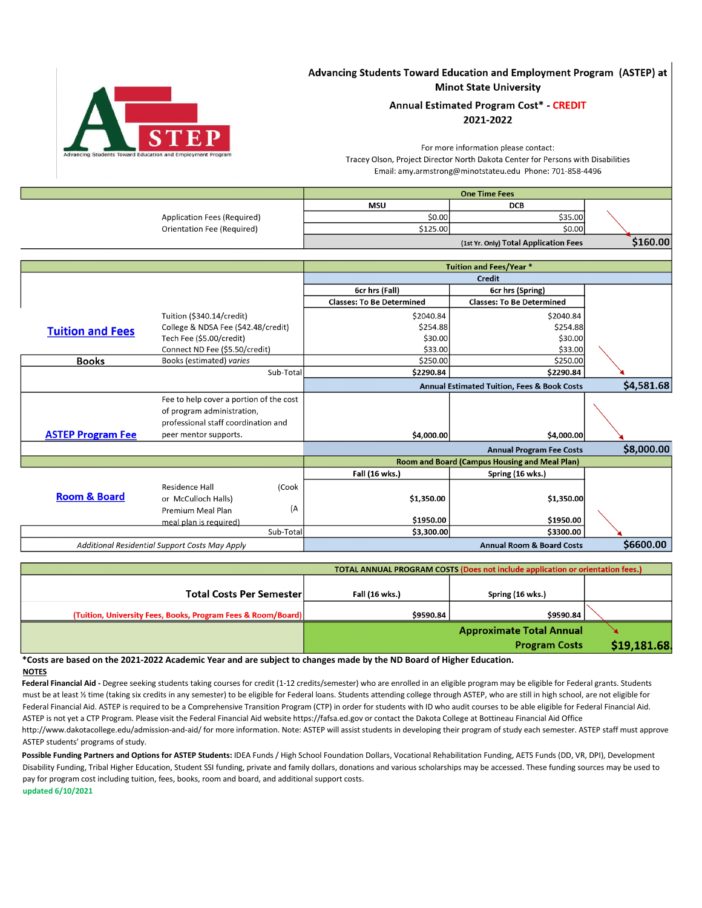# Advancing Students Toward Education and Employment Program (ASTEP) at Minot State University

## Annual Estimated Program Cost* - CREDIT

## 2021-2022

For more information please contact:
Tracey Olson, Project Director North Dakota Center for Persons with Disabilities
Email: amy.armstrong@minotstateu.edu Phone: 701-858-4496

| | | One Time Fees | | |
|---|---|---|---|---|
| | | MSU | DCB | |
| | Application Fees (Required) | $0.00 | $35.00 | |
| | Orientation Fee (Required) | $125.00 | $0.00 | |
| | | (1st Yr. Only) Total Application Fees | | $160.00 |

| | | Tuition and Fees/Year * | | |
|---|---|---|---|---|
| | | Credit | | |
| | | 6cr hrs (Fall) | 6cr hrs (Spring) | |
| | | Classes: To Be Determined | Classes: To Be Determined | |
| **Tuition and Fees** | Tuition ($340.14/credit) | $2040.84 | $2040.84 | |
| | College & NDSA Fee ($42.48/credit) | $254.88 | $254.88 | |
| | Tech Fee ($5.00/credit) | $30.00 | $30.00 | |
| | Connect ND Fee ($5.50/credit) | $33.00 | $33.00 | |
| **Books** | Books (estimated) *varies* | $250.00 | $250.00 | |
| | Sub-Total | $2290.84 | $2290.84 | |
| | | Annual Estimated Tuition, Fees & Book Costs | | $4,581.68 |
| **ASTEP Program Fee** | Fee to help cover a portion of the cost of program administration, professional staff coordination and peer mentor supports. | $4,000.00 | $4,000.00 | |
| | | Annual Program Fee Costs | | $8,000.00 |

| | | Room and Board (Campus Housing and Meal Plan) | | |
|---|---|---|---|---|
| | | Fall (16 wks.) | Spring (16 wks.) | |
| **Room & Board** | Residence Hall (Cook or McCulloch Halls) | $1,350.00 | $1,350.00 | |
| | Premium Meal Plan (A meal plan is required) | $1950.00 | $1950.00 | |
| | Sub-Total | $3,300.00 | $3300.00 | |
| *Additional Residential Support Costs May Apply* | | Annual Room & Board Costs | | $6600.00 |

| | TOTAL ANNUAL PROGRAM COSTS (Does not include application or orientation fees.) | | |
|---|---|---|---|
| **Total Costs Per Semester** | Fall (16 wks.) | Spring (16 wks.) | |
| (Tuition, University Fees, Books, Program Fees & Room/Board) | $9590.84 | $9590.84 | |
| | **Approximate Total Annual Program Costs** | | **$19,181.68** |

***Costs are based on the 2021-2022 Academic Year and are subject to changes made by the ND Board of Higher Education.**

**NOTES**

**Federal Financial Aid -** Degree seeking students taking courses for credit (1-12 credits/semester) who are enrolled in an eligible program may be eligible for Federal grants. Students must be at least ½ time (taking six credits in any semester) to be eligible for Federal loans. Students attending college through ASTEP, who are still in high school, are not eligible for Federal Financial Aid. ASTEP is required to be a Comprehensive Transition Program (CTP) in order for students with ID who audit courses to be able eligible for Federal Financial Aid. ASTEP is not yet a CTP Program. Please visit the Federal Financial Aid website https://fafsa.ed.gov or contact the Dakota College at Bottineau Financial Aid Office http://www.dakotacollege.edu/admission-and-aid/ for more information. Note: ASTEP will assist students in developing their program of study each semester. ASTEP staff must approve ASTEP students' programs of study.

**Possible Funding Partners and Options for ASTEP Students:** IDEA Funds / High School Foundation Dollars, Vocational Rehabilitation Funding, AETS Funds (DD, VR, DPI), Development Disability Funding, Tribal Higher Education, Student SSI funding, private and family dollars, donations and various scholarships may be accessed. These funding sources may be used to pay for program cost including tuition, fees, books, room and board, and additional support costs.

updated 6/10/2021